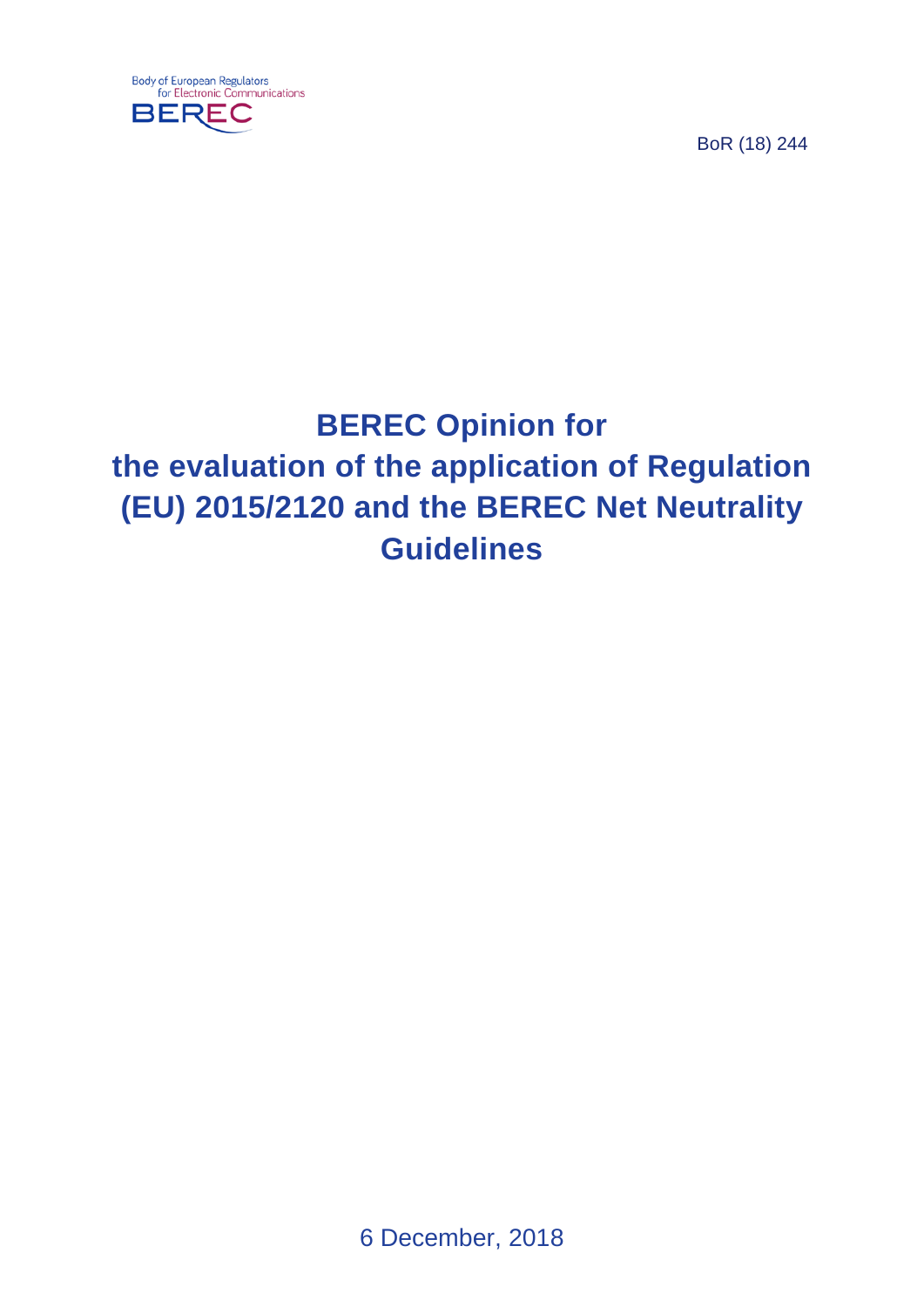Body of European Regulators
for Electronic Communications

BEREC

BoR (18) 244

# BEREC Opinion for the evaluation of the application of Regulation (EU) 2015/2120 and the BEREC Net Neutrality Guidelines

6 December, 2018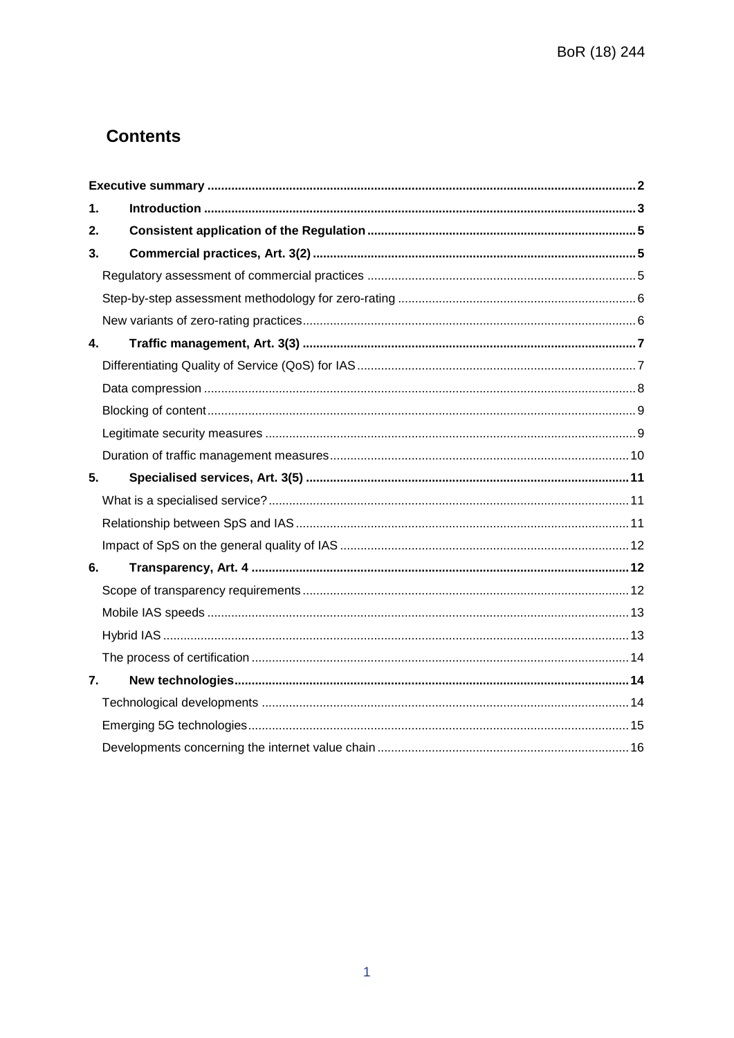# Contents

**Executive summary** .......... **2**

**1. Introduction** .......... **3**

**2. Consistent application of the Regulation** .......... **5**

**3. Commercial practices, Art. 3(2)** .......... **5**

- Regulatory assessment of commercial practices .......... 5
- Step-by-step assessment methodology for zero-rating .......... 6
- New variants of zero-rating practices .......... 6

**4. Traffic management, Art. 3(3)** .......... **7**

- Differentiating Quality of Service (QoS) for IAS .......... 7
- Data compression .......... 8
- Blocking of content .......... 9
- Legitimate security measures .......... 9
- Duration of traffic management measures .......... 10

**5. Specialised services, Art. 3(5)** .......... **11**

- What is a specialised service? .......... 11
- Relationship between SpS and IAS .......... 11
- Impact of SpS on the general quality of IAS .......... 12

**6. Transparency, Art. 4** .......... **12**

- Scope of transparency requirements .......... 12
- Mobile IAS speeds .......... 13
- Hybrid IAS .......... 13
- The process of certification .......... 14

**7. New technologies** .......... **14**

- Technological developments .......... 14
- Emerging 5G technologies .......... 15
- Developments concerning the internet value chain .......... 16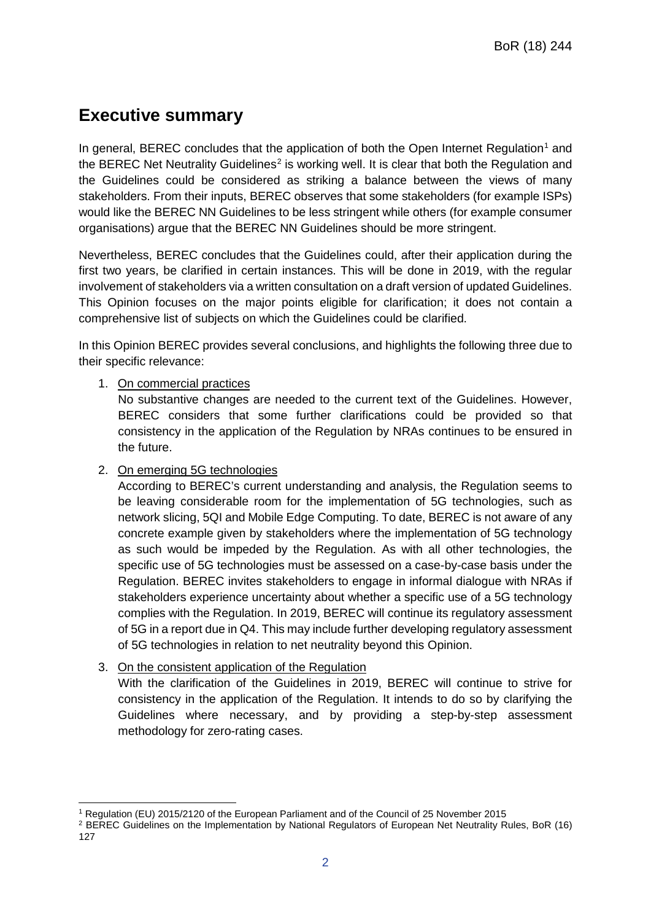# Executive summary

In general, BEREC concludes that the application of both the Open Internet Regulation[1] and the BEREC Net Neutrality Guidelines[2] is working well. It is clear that both the Regulation and the Guidelines could be considered as striking a balance between the views of many stakeholders. From their inputs, BEREC observes that some stakeholders (for example ISPs) would like the BEREC NN Guidelines to be less stringent while others (for example consumer organisations) argue that the BEREC NN Guidelines should be more stringent.

Nevertheless, BEREC concludes that the Guidelines could, after their application during the first two years, be clarified in certain instances. This will be done in 2019, with the regular involvement of stakeholders via a written consultation on a draft version of updated Guidelines. This Opinion focuses on the major points eligible for clarification; it does not contain a comprehensive list of subjects on which the Guidelines could be clarified.

In this Opinion BEREC provides several conclusions, and highlights the following three due to their specific relevance:

1. <u>On commercial practices</u>
   No substantive changes are needed to the current text of the Guidelines. However, BEREC considers that some further clarifications could be provided so that consistency in the application of the Regulation by NRAs continues to be ensured in the future.
2. <u>On emerging 5G technologies</u>
   According to BEREC's current understanding and analysis, the Regulation seems to be leaving considerable room for the implementation of 5G technologies, such as network slicing, 5QI and Mobile Edge Computing. To date, BEREC is not aware of any concrete example given by stakeholders where the implementation of 5G technology as such would be impeded by the Regulation. As with all other technologies, the specific use of 5G technologies must be assessed on a case-by-case basis under the Regulation. BEREC invites stakeholders to engage in informal dialogue with NRAs if stakeholders experience uncertainty about whether a specific use of a 5G technology complies with the Regulation. In 2019, BEREC will continue its regulatory assessment of 5G in a report due in Q4. This may include further developing regulatory assessment of 5G technologies in relation to net neutrality beyond this Opinion.
3. <u>On the consistent application of the Regulation</u>
   With the clarification of the Guidelines in 2019, BEREC will continue to strive for consistency in the application of the Regulation. It intends to do so by clarifying the Guidelines where necessary, and by providing a step-by-step assessment methodology for zero-rating cases.

---

[1] Regulation (EU) 2015/2120 of the European Parliament and of the Council of 25 November 2015

[2] BEREC Guidelines on the Implementation by National Regulators of European Net Neutrality Rules, BoR (16) 127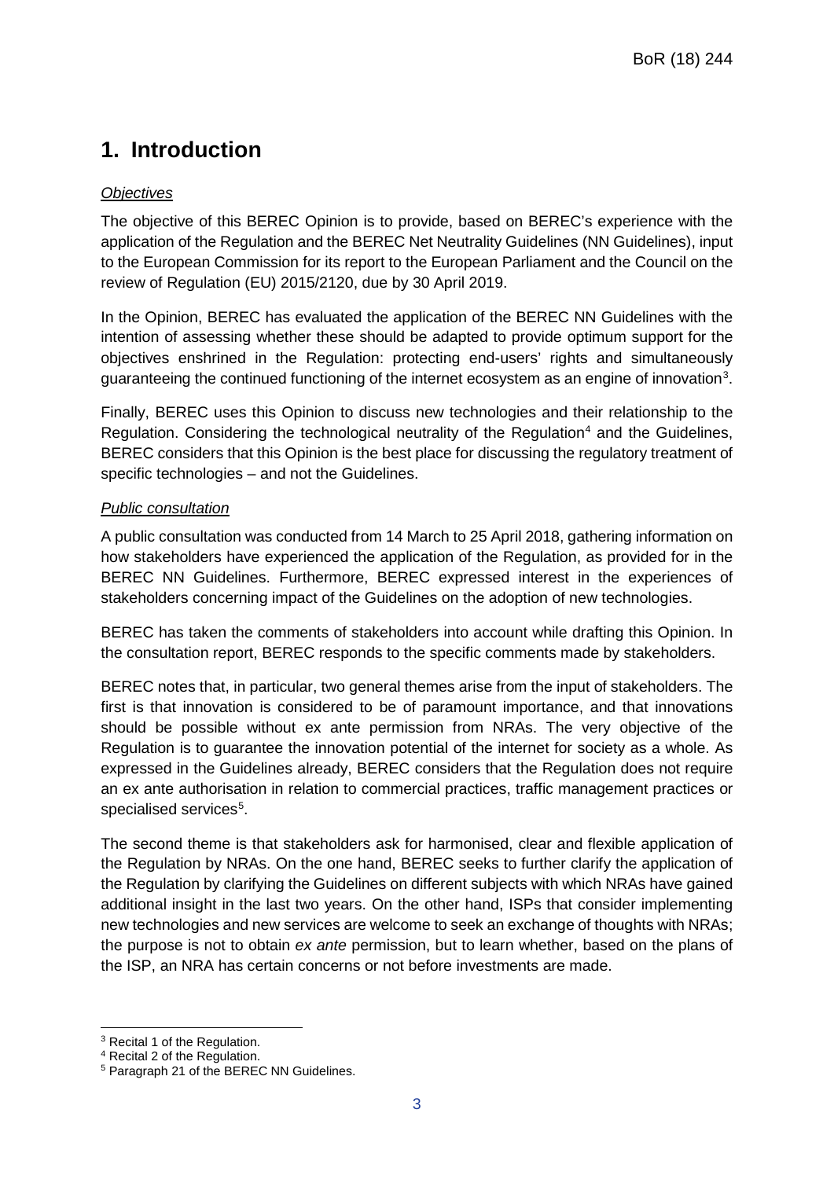# 1. Introduction

*Objectives*

The objective of this BEREC Opinion is to provide, based on BEREC's experience with the application of the Regulation and the BEREC Net Neutrality Guidelines (NN Guidelines), input to the European Commission for its report to the European Parliament and the Council on the review of Regulation (EU) 2015/2120, due by 30 April 2019.

In the Opinion, BEREC has evaluated the application of the BEREC NN Guidelines with the intention of assessing whether these should be adapted to provide optimum support for the objectives enshrined in the Regulation: protecting end-users' rights and simultaneously guaranteeing the continued functioning of the internet ecosystem as an engine of innovation[3].

Finally, BEREC uses this Opinion to discuss new technologies and their relationship to the Regulation. Considering the technological neutrality of the Regulation[4] and the Guidelines, BEREC considers that this Opinion is the best place for discussing the regulatory treatment of specific technologies – and not the Guidelines.

*Public consultation*

A public consultation was conducted from 14 March to 25 April 2018, gathering information on how stakeholders have experienced the application of the Regulation, as provided for in the BEREC NN Guidelines. Furthermore, BEREC expressed interest in the experiences of stakeholders concerning impact of the Guidelines on the adoption of new technologies.

BEREC has taken the comments of stakeholders into account while drafting this Opinion. In the consultation report, BEREC responds to the specific comments made by stakeholders.

BEREC notes that, in particular, two general themes arise from the input of stakeholders. The first is that innovation is considered to be of paramount importance, and that innovations should be possible without ex ante permission from NRAs. The very objective of the Regulation is to guarantee the innovation potential of the internet for society as a whole. As expressed in the Guidelines already, BEREC considers that the Regulation does not require an ex ante authorisation in relation to commercial practices, traffic management practices or specialised services[5].

The second theme is that stakeholders ask for harmonised, clear and flexible application of the Regulation by NRAs. On the one hand, BEREC seeks to further clarify the application of the Regulation by clarifying the Guidelines on different subjects with which NRAs have gained additional insight in the last two years. On the other hand, ISPs that consider implementing new technologies and new services are welcome to seek an exchange of thoughts with NRAs; the purpose is not to obtain *ex ante* permission, but to learn whether, based on the plans of the ISP, an NRA has certain concerns or not before investments are made.

[3] Recital 1 of the Regulation.
[4] Recital 2 of the Regulation.
[5] Paragraph 21 of the BEREC NN Guidelines.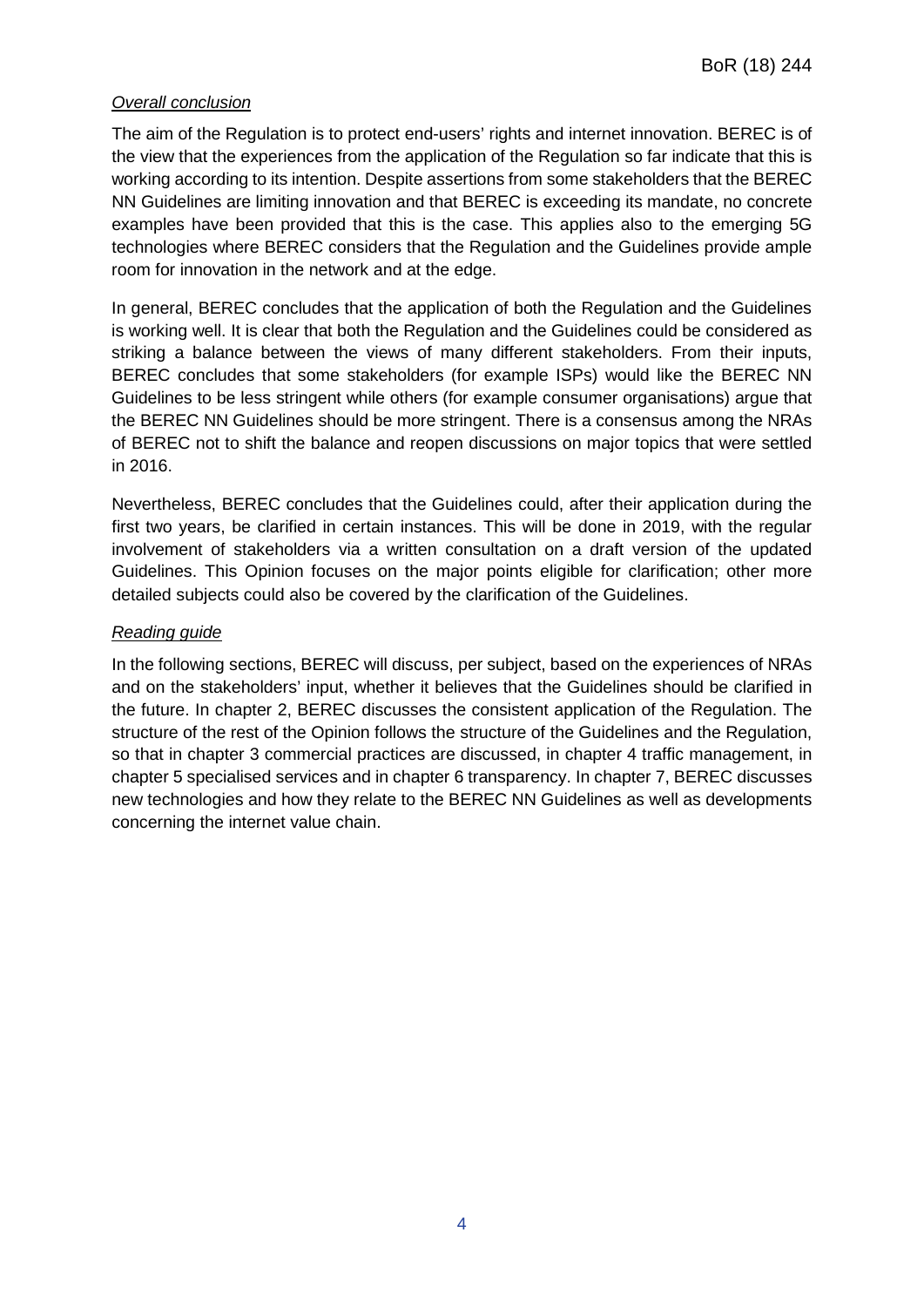*Overall conclusion*

The aim of the Regulation is to protect end-users' rights and internet innovation. BEREC is of the view that the experiences from the application of the Regulation so far indicate that this is working according to its intention. Despite assertions from some stakeholders that the BEREC NN Guidelines are limiting innovation and that BEREC is exceeding its mandate, no concrete examples have been provided that this is the case. This applies also to the emerging 5G technologies where BEREC considers that the Regulation and the Guidelines provide ample room for innovation in the network and at the edge.

In general, BEREC concludes that the application of both the Regulation and the Guidelines is working well. It is clear that both the Regulation and the Guidelines could be considered as striking a balance between the views of many different stakeholders. From their inputs, BEREC concludes that some stakeholders (for example ISPs) would like the BEREC NN Guidelines to be less stringent while others (for example consumer organisations) argue that the BEREC NN Guidelines should be more stringent. There is a consensus among the NRAs of BEREC not to shift the balance and reopen discussions on major topics that were settled in 2016.

Nevertheless, BEREC concludes that the Guidelines could, after their application during the first two years, be clarified in certain instances. This will be done in 2019, with the regular involvement of stakeholders via a written consultation on a draft version of the updated Guidelines. This Opinion focuses on the major points eligible for clarification; other more detailed subjects could also be covered by the clarification of the Guidelines.

*Reading guide*

In the following sections, BEREC will discuss, per subject, based on the experiences of NRAs and on the stakeholders' input, whether it believes that the Guidelines should be clarified in the future. In chapter 2, BEREC discusses the consistent application of the Regulation. The structure of the rest of the Opinion follows the structure of the Guidelines and the Regulation, so that in chapter 3 commercial practices are discussed, in chapter 4 traffic management, in chapter 5 specialised services and in chapter 6 transparency. In chapter 7, BEREC discusses new technologies and how they relate to the BEREC NN Guidelines as well as developments concerning the internet value chain.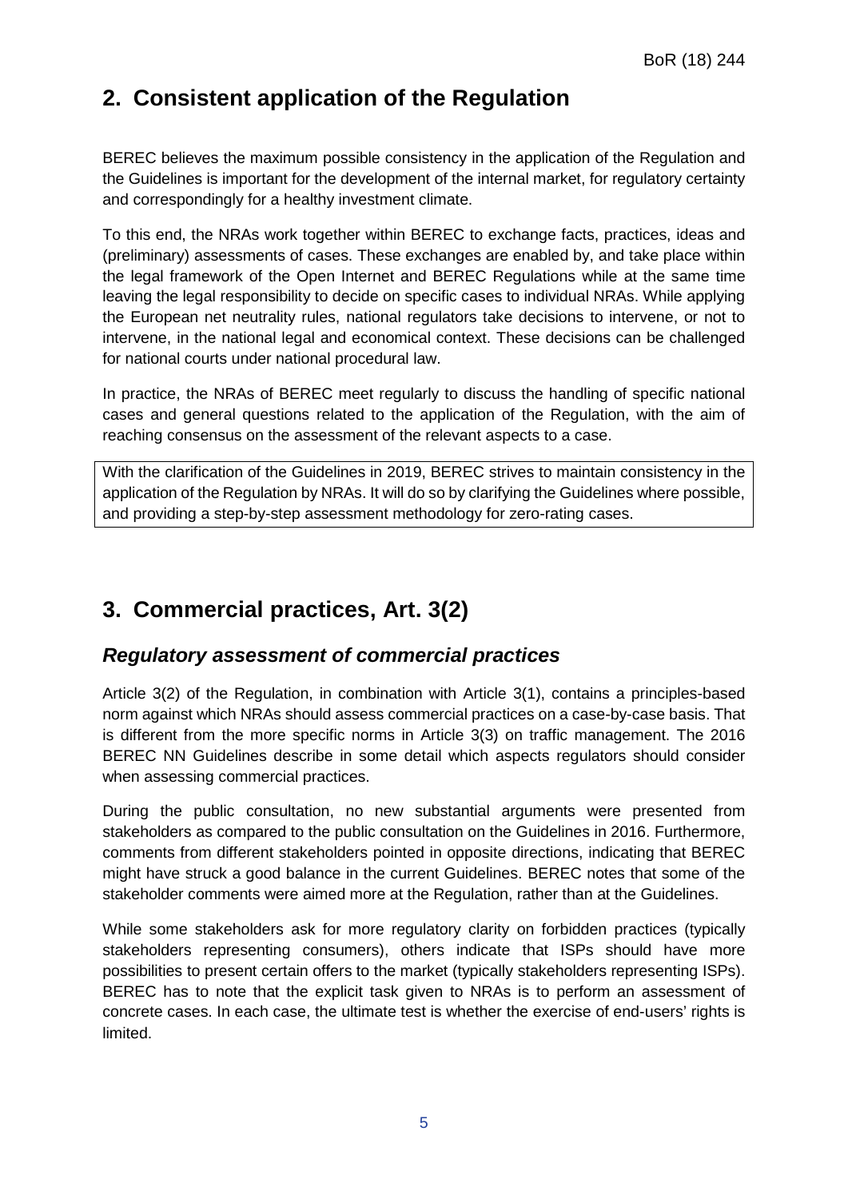## 2. Consistent application of the Regulation

BEREC believes the maximum possible consistency in the application of the Regulation and the Guidelines is important for the development of the internal market, for regulatory certainty and correspondingly for a healthy investment climate.

To this end, the NRAs work together within BEREC to exchange facts, practices, ideas and (preliminary) assessments of cases. These exchanges are enabled by, and take place within the legal framework of the Open Internet and BEREC Regulations while at the same time leaving the legal responsibility to decide on specific cases to individual NRAs. While applying the European net neutrality rules, national regulators take decisions to intervene, or not to intervene, in the national legal and economical context. These decisions can be challenged for national courts under national procedural law.

In practice, the NRAs of BEREC meet regularly to discuss the handling of specific national cases and general questions related to the application of the Regulation, with the aim of reaching consensus on the assessment of the relevant aspects to a case.

With the clarification of the Guidelines in 2019, BEREC strives to maintain consistency in the application of the Regulation by NRAs. It will do so by clarifying the Guidelines where possible, and providing a step-by-step assessment methodology for zero-rating cases.

## 3. Commercial practices, Art. 3(2)

### *Regulatory assessment of commercial practices*

Article 3(2) of the Regulation, in combination with Article 3(1), contains a principles-based norm against which NRAs should assess commercial practices on a case-by-case basis. That is different from the more specific norms in Article 3(3) on traffic management. The 2016 BEREC NN Guidelines describe in some detail which aspects regulators should consider when assessing commercial practices.

During the public consultation, no new substantial arguments were presented from stakeholders as compared to the public consultation on the Guidelines in 2016. Furthermore, comments from different stakeholders pointed in opposite directions, indicating that BEREC might have struck a good balance in the current Guidelines. BEREC notes that some of the stakeholder comments were aimed more at the Regulation, rather than at the Guidelines.

While some stakeholders ask for more regulatory clarity on forbidden practices (typically stakeholders representing consumers), others indicate that ISPs should have more possibilities to present certain offers to the market (typically stakeholders representing ISPs). BEREC has to note that the explicit task given to NRAs is to perform an assessment of concrete cases. In each case, the ultimate test is whether the exercise of end-users' rights is limited.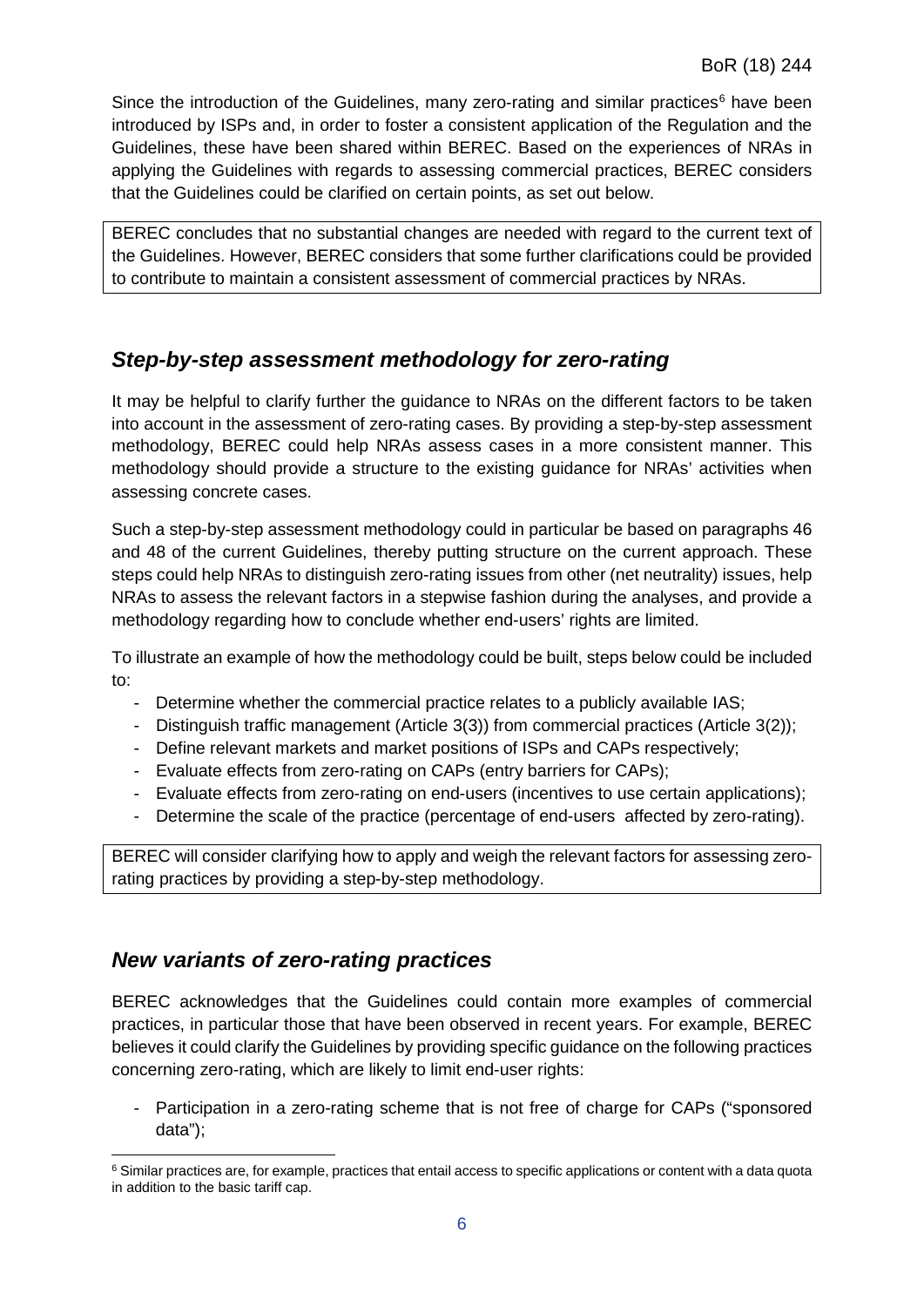Since the introduction of the Guidelines, many zero-rating and similar practices[6] have been introduced by ISPs and, in order to foster a consistent application of the Regulation and the Guidelines, these have been shared within BEREC. Based on the experiences of NRAs in applying the Guidelines with regards to assessing commercial practices, BEREC considers that the Guidelines could be clarified on certain points, as set out below.

BEREC concludes that no substantial changes are needed with regard to the current text of the Guidelines. However, BEREC considers that some further clarifications could be provided to contribute to maintain a consistent assessment of commercial practices by NRAs.

## *Step-by-step assessment methodology for zero-rating*

It may be helpful to clarify further the guidance to NRAs on the different factors to be taken into account in the assessment of zero-rating cases. By providing a step-by-step assessment methodology, BEREC could help NRAs assess cases in a more consistent manner. This methodology should provide a structure to the existing guidance for NRAs' activities when assessing concrete cases.

Such a step-by-step assessment methodology could in particular be based on paragraphs 46 and 48 of the current Guidelines, thereby putting structure on the current approach. These steps could help NRAs to distinguish zero-rating issues from other (net neutrality) issues, help NRAs to assess the relevant factors in a stepwise fashion during the analyses, and provide a methodology regarding how to conclude whether end-users' rights are limited.

To illustrate an example of how the methodology could be built, steps below could be included to:

- Determine whether the commercial practice relates to a publicly available IAS;
- Distinguish traffic management (Article 3(3)) from commercial practices (Article 3(2));
- Define relevant markets and market positions of ISPs and CAPs respectively;
- Evaluate effects from zero-rating on CAPs (entry barriers for CAPs);
- Evaluate effects from zero-rating on end-users (incentives to use certain applications);
- Determine the scale of the practice (percentage of end-users affected by zero-rating).

BEREC will consider clarifying how to apply and weigh the relevant factors for assessing zero-rating practices by providing a step-by-step methodology.

## *New variants of zero-rating practices*

BEREC acknowledges that the Guidelines could contain more examples of commercial practices, in particular those that have been observed in recent years. For example, BEREC believes it could clarify the Guidelines by providing specific guidance on the following practices concerning zero-rating, which are likely to limit end-user rights:

- Participation in a zero-rating scheme that is not free of charge for CAPs ("sponsored data");

[6] Similar practices are, for example, practices that entail access to specific applications or content with a data quota in addition to the basic tariff cap.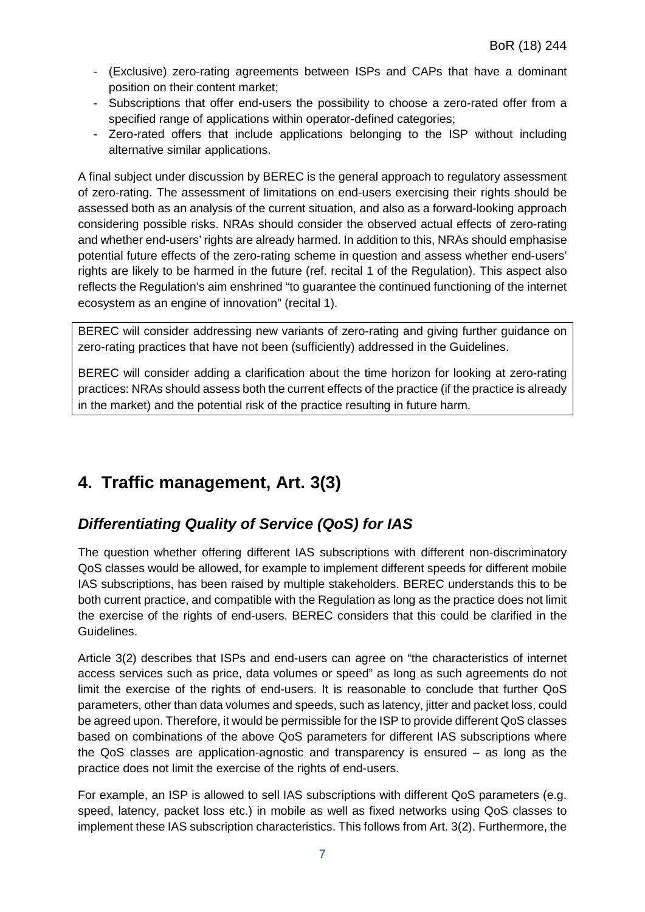- (Exclusive) zero-rating agreements between ISPs and CAPs that have a dominant position on their content market;
- Subscriptions that offer end-users the possibility to choose a zero-rated offer from a specified range of applications within operator-defined categories;
- Zero-rated offers that include applications belonging to the ISP without including alternative similar applications.

A final subject under discussion by BEREC is the general approach to regulatory assessment of zero-rating. The assessment of limitations on end-users exercising their rights should be assessed both as an analysis of the current situation, and also as a forward-looking approach considering possible risks. NRAs should consider the observed actual effects of zero-rating and whether end-users' rights are already harmed. In addition to this, NRAs should emphasise potential future effects of the zero-rating scheme in question and assess whether end-users' rights are likely to be harmed in the future (ref. recital 1 of the Regulation). This aspect also reflects the Regulation's aim enshrined "to guarantee the continued functioning of the internet ecosystem as an engine of innovation" (recital 1).

> BEREC will consider addressing new variants of zero-rating and giving further guidance on zero-rating practices that have not been (sufficiently) addressed in the Guidelines.
>
> BEREC will consider adding a clarification about the time horizon for looking at zero-rating practices: NRAs should assess both the current effects of the practice (if the practice is already in the market) and the potential risk of the practice resulting in future harm.

# 4. Traffic management, Art. 3(3)

## *Differentiating Quality of Service (QoS) for IAS*

The question whether offering different IAS subscriptions with different non-discriminatory QoS classes would be allowed, for example to implement different speeds for different mobile IAS subscriptions, has been raised by multiple stakeholders. BEREC understands this to be both current practice, and compatible with the Regulation as long as the practice does not limit the exercise of the rights of end-users. BEREC considers that this could be clarified in the Guidelines.

Article 3(2) describes that ISPs and end-users can agree on "the characteristics of internet access services such as price, data volumes or speed" as long as such agreements do not limit the exercise of the rights of end-users. It is reasonable to conclude that further QoS parameters, other than data volumes and speeds, such as latency, jitter and packet loss, could be agreed upon. Therefore, it would be permissible for the ISP to provide different QoS classes based on combinations of the above QoS parameters for different IAS subscriptions where the QoS classes are application-agnostic and transparency is ensured – as long as the practice does not limit the exercise of the rights of end-users.

For example, an ISP is allowed to sell IAS subscriptions with different QoS parameters (e.g. speed, latency, packet loss etc.) in mobile as well as fixed networks using QoS classes to implement these IAS subscription characteristics. This follows from Art. 3(2). Furthermore, the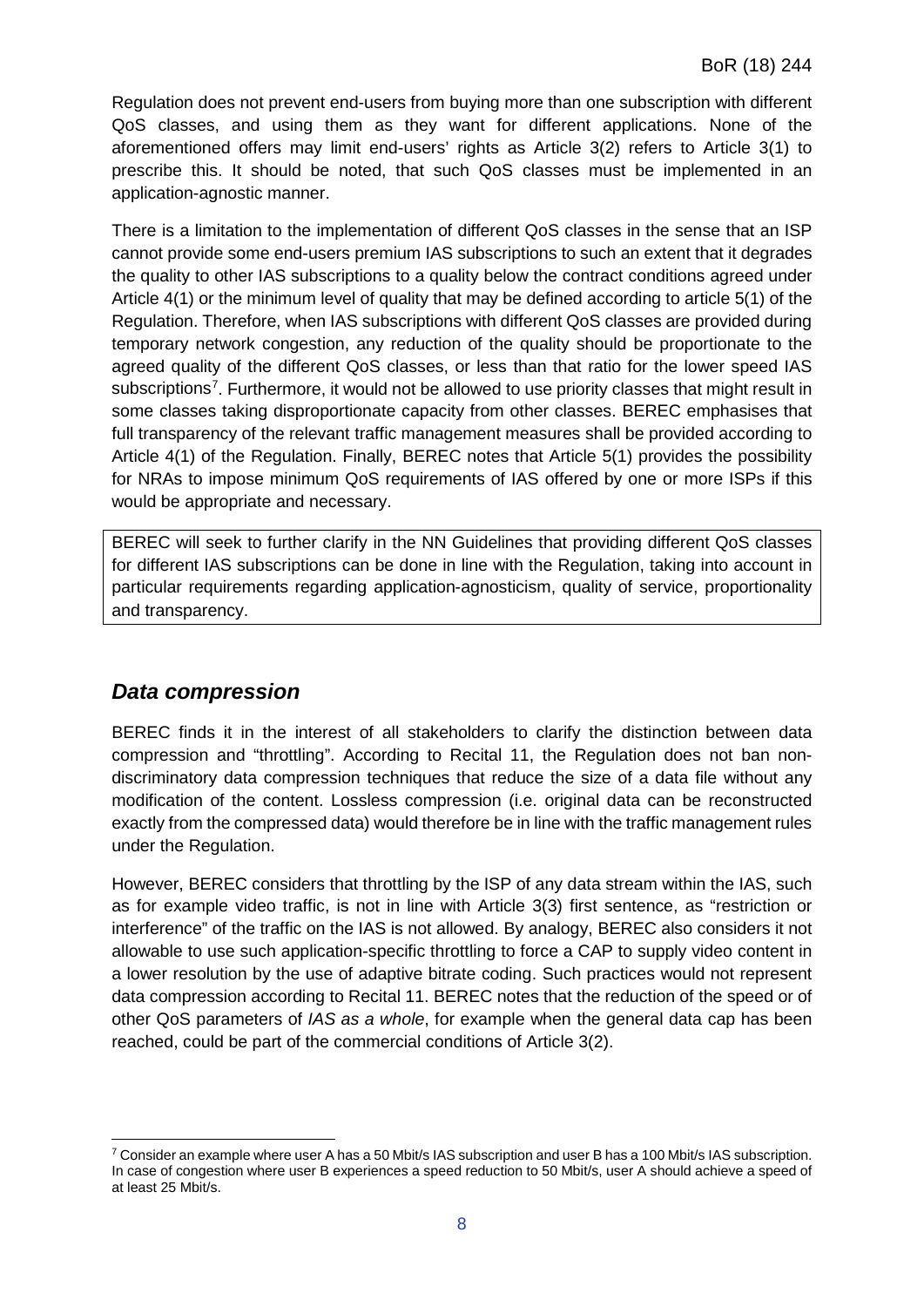Regulation does not prevent end-users from buying more than one subscription with different QoS classes, and using them as they want for different applications. None of the aforementioned offers may limit end-users' rights as Article 3(2) refers to Article 3(1) to prescribe this. It should be noted, that such QoS classes must be implemented in an application-agnostic manner.

There is a limitation to the implementation of different QoS classes in the sense that an ISP cannot provide some end-users premium IAS subscriptions to such an extent that it degrades the quality to other IAS subscriptions to a quality below the contract conditions agreed under Article 4(1) or the minimum level of quality that may be defined according to article 5(1) of the Regulation. Therefore, when IAS subscriptions with different QoS classes are provided during temporary network congestion, any reduction of the quality should be proportionate to the agreed quality of the different QoS classes, or less than that ratio for the lower speed IAS subscriptions[7]. Furthermore, it would not be allowed to use priority classes that might result in some classes taking disproportionate capacity from other classes. BEREC emphasises that full transparency of the relevant traffic management measures shall be provided according to Article 4(1) of the Regulation. Finally, BEREC notes that Article 5(1) provides the possibility for NRAs to impose minimum QoS requirements of IAS offered by one or more ISPs if this would be appropriate and necessary.

> BEREC will seek to further clarify in the NN Guidelines that providing different QoS classes for different IAS subscriptions can be done in line with the Regulation, taking into account in particular requirements regarding application-agnosticism, quality of service, proportionality and transparency.

## *Data compression*

BEREC finds it in the interest of all stakeholders to clarify the distinction between data compression and "throttling". According to Recital 11, the Regulation does not ban non-discriminatory data compression techniques that reduce the size of a data file without any modification of the content. Lossless compression (i.e. original data can be reconstructed exactly from the compressed data) would therefore be in line with the traffic management rules under the Regulation.

However, BEREC considers that throttling by the ISP of any data stream within the IAS, such as for example video traffic, is not in line with Article 3(3) first sentence, as "restriction or interference" of the traffic on the IAS is not allowed. By analogy, BEREC also considers it not allowable to use such application-specific throttling to force a CAP to supply video content in a lower resolution by the use of adaptive bitrate coding. Such practices would not represent data compression according to Recital 11. BEREC notes that the reduction of the speed or of other QoS parameters of *IAS as a whole*, for example when the general data cap has been reached, could be part of the commercial conditions of Article 3(2).

[7] Consider an example where user A has a 50 Mbit/s IAS subscription and user B has a 100 Mbit/s IAS subscription. In case of congestion where user B experiences a speed reduction to 50 Mbit/s, user A should achieve a speed of at least 25 Mbit/s.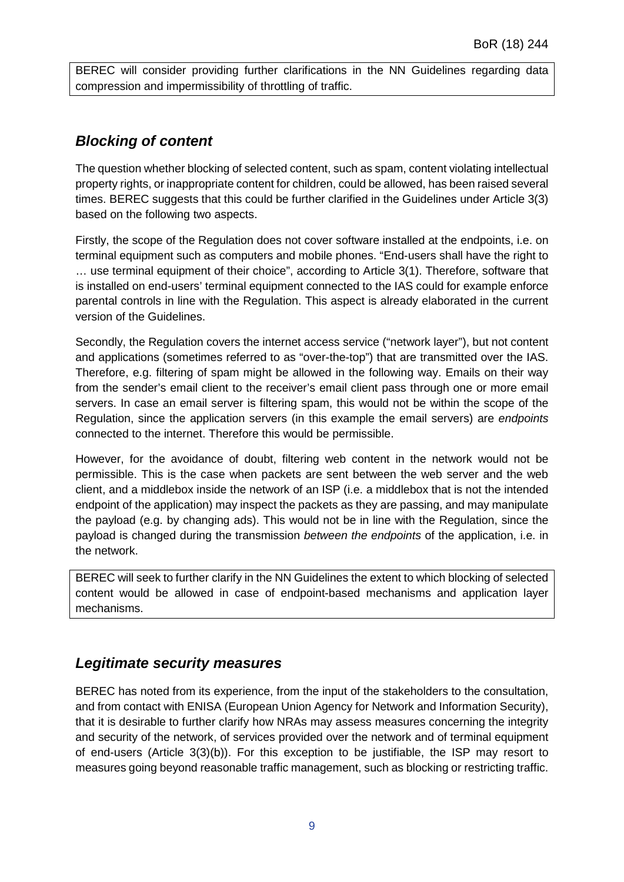BEREC will consider providing further clarifications in the NN Guidelines regarding data compression and impermissibility of throttling of traffic.

## *Blocking of content*

The question whether blocking of selected content, such as spam, content violating intellectual property rights, or inappropriate content for children, could be allowed, has been raised several times. BEREC suggests that this could be further clarified in the Guidelines under Article 3(3) based on the following two aspects.

Firstly, the scope of the Regulation does not cover software installed at the endpoints, i.e. on terminal equipment such as computers and mobile phones. "End-users shall have the right to … use terminal equipment of their choice", according to Article 3(1). Therefore, software that is installed on end-users' terminal equipment connected to the IAS could for example enforce parental controls in line with the Regulation. This aspect is already elaborated in the current version of the Guidelines.

Secondly, the Regulation covers the internet access service ("network layer"), but not content and applications (sometimes referred to as "over-the-top") that are transmitted over the IAS. Therefore, e.g. filtering of spam might be allowed in the following way. Emails on their way from the sender's email client to the receiver's email client pass through one or more email servers. In case an email server is filtering spam, this would not be within the scope of the Regulation, since the application servers (in this example the email servers) are *endpoints* connected to the internet. Therefore this would be permissible.

However, for the avoidance of doubt, filtering web content in the network would not be permissible. This is the case when packets are sent between the web server and the web client, and a middlebox inside the network of an ISP (i.e. a middlebox that is not the intended endpoint of the application) may inspect the packets as they are passing, and may manipulate the payload (e.g. by changing ads). This would not be in line with the Regulation, since the payload is changed during the transmission *between the endpoints* of the application, i.e. in the network.

BEREC will seek to further clarify in the NN Guidelines the extent to which blocking of selected content would be allowed in case of endpoint-based mechanisms and application layer mechanisms.

## *Legitimate security measures*

BEREC has noted from its experience, from the input of the stakeholders to the consultation, and from contact with ENISA (European Union Agency for Network and Information Security), that it is desirable to further clarify how NRAs may assess measures concerning the integrity and security of the network, of services provided over the network and of terminal equipment of end-users (Article 3(3)(b)). For this exception to be justifiable, the ISP may resort to measures going beyond reasonable traffic management, such as blocking or restricting traffic.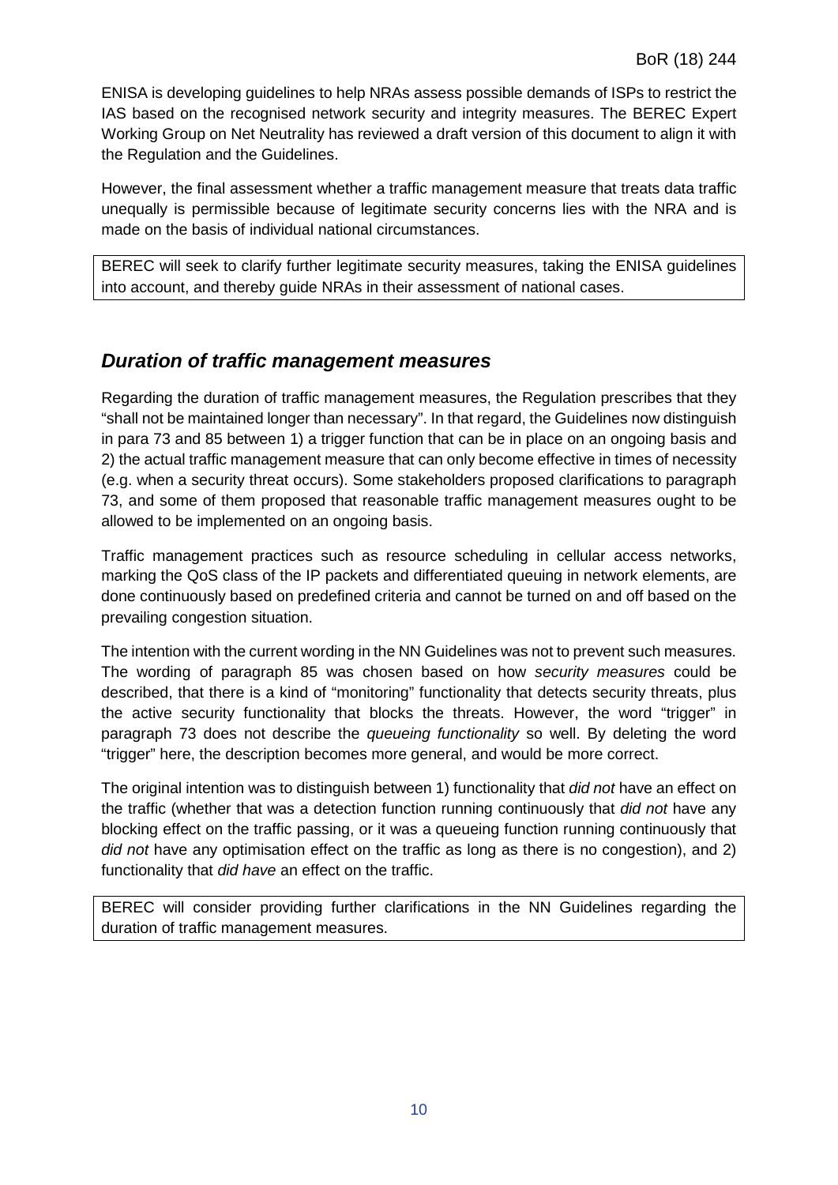ENISA is developing guidelines to help NRAs assess possible demands of ISPs to restrict the IAS based on the recognised network security and integrity measures. The BEREC Expert Working Group on Net Neutrality has reviewed a draft version of this document to align it with the Regulation and the Guidelines.

However, the final assessment whether a traffic management measure that treats data traffic unequally is permissible because of legitimate security concerns lies with the NRA and is made on the basis of individual national circumstances.

> BEREC will seek to clarify further legitimate security measures, taking the ENISA guidelines into account, and thereby guide NRAs in their assessment of national cases.

## *Duration of traffic management measures*

Regarding the duration of traffic management measures, the Regulation prescribes that they "shall not be maintained longer than necessary". In that regard, the Guidelines now distinguish in para 73 and 85 between 1) a trigger function that can be in place on an ongoing basis and 2) the actual traffic management measure that can only become effective in times of necessity (e.g. when a security threat occurs). Some stakeholders proposed clarifications to paragraph 73, and some of them proposed that reasonable traffic management measures ought to be allowed to be implemented on an ongoing basis.

Traffic management practices such as resource scheduling in cellular access networks, marking the QoS class of the IP packets and differentiated queuing in network elements, are done continuously based on predefined criteria and cannot be turned on and off based on the prevailing congestion situation.

The intention with the current wording in the NN Guidelines was not to prevent such measures. The wording of paragraph 85 was chosen based on how *security measures* could be described, that there is a kind of "monitoring" functionality that detects security threats, plus the active security functionality that blocks the threats. However, the word "trigger" in paragraph 73 does not describe the *queueing functionality* so well. By deleting the word "trigger" here, the description becomes more general, and would be more correct.

The original intention was to distinguish between 1) functionality that *did not* have an effect on the traffic (whether that was a detection function running continuously that *did not* have any blocking effect on the traffic passing, or it was a queueing function running continuously that *did not* have any optimisation effect on the traffic as long as there is no congestion), and 2) functionality that *did have* an effect on the traffic.

> BEREC will consider providing further clarifications in the NN Guidelines regarding the duration of traffic management measures.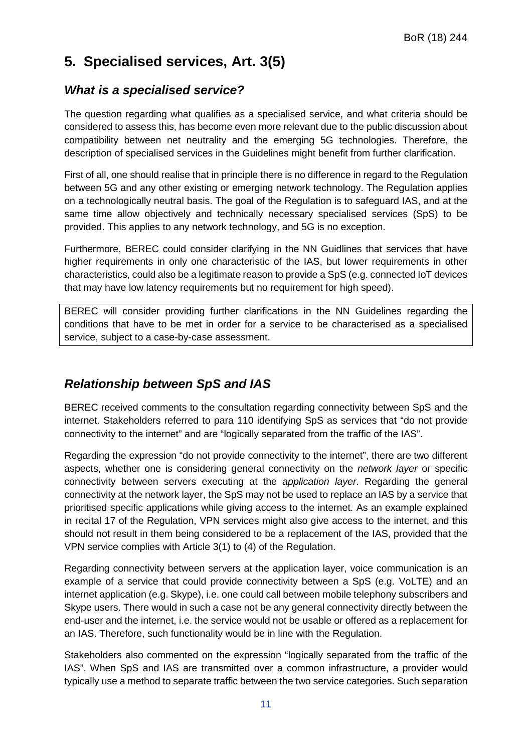## 5. Specialised services, Art. 3(5)

### *What is a specialised service?*

The question regarding what qualifies as a specialised service, and what criteria should be considered to assess this, has become even more relevant due to the public discussion about compatibility between net neutrality and the emerging 5G technologies. Therefore, the description of specialised services in the Guidelines might benefit from further clarification.

First of all, one should realise that in principle there is no difference in regard to the Regulation between 5G and any other existing or emerging network technology. The Regulation applies on a technologically neutral basis. The goal of the Regulation is to safeguard IAS, and at the same time allow objectively and technically necessary specialised services (SpS) to be provided. This applies to any network technology, and 5G is no exception.

Furthermore, BEREC could consider clarifying in the NN Guidlines that services that have higher requirements in only one characteristic of the IAS, but lower requirements in other characteristics, could also be a legitimate reason to provide a SpS (e.g. connected IoT devices that may have low latency requirements but no requirement for high speed).

BEREC will consider providing further clarifications in the NN Guidelines regarding the conditions that have to be met in order for a service to be characterised as a specialised service, subject to a case-by-case assessment.

### *Relationship between SpS and IAS*

BEREC received comments to the consultation regarding connectivity between SpS and the internet. Stakeholders referred to para 110 identifying SpS as services that "do not provide connectivity to the internet" and are "logically separated from the traffic of the IAS".

Regarding the expression "do not provide connectivity to the internet", there are two different aspects, whether one is considering general connectivity on the *network layer* or specific connectivity between servers executing at the *application layer*. Regarding the general connectivity at the network layer, the SpS may not be used to replace an IAS by a service that prioritised specific applications while giving access to the internet. As an example explained in recital 17 of the Regulation, VPN services might also give access to the internet, and this should not result in them being considered to be a replacement of the IAS, provided that the VPN service complies with Article 3(1) to (4) of the Regulation.

Regarding connectivity between servers at the application layer, voice communication is an example of a service that could provide connectivity between a SpS (e.g. VoLTE) and an internet application (e.g. Skype), i.e. one could call between mobile telephony subscribers and Skype users. There would in such a case not be any general connectivity directly between the end-user and the internet, i.e. the service would not be usable or offered as a replacement for an IAS. Therefore, such functionality would be in line with the Regulation.

Stakeholders also commented on the expression "logically separated from the traffic of the IAS". When SpS and IAS are transmitted over a common infrastructure, a provider would typically use a method to separate traffic between the two service categories. Such separation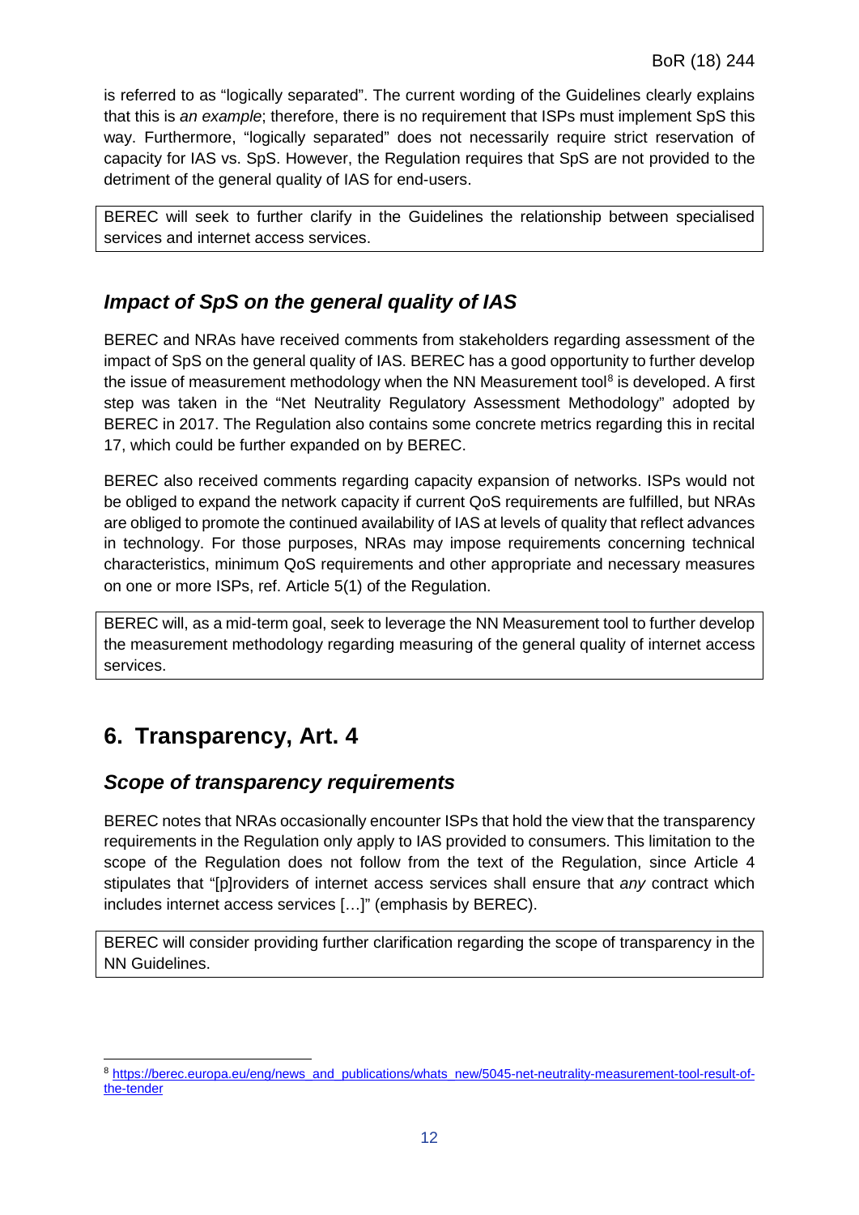is referred to as "logically separated". The current wording of the Guidelines clearly explains that this is *an example*; therefore, there is no requirement that ISPs must implement SpS this way. Furthermore, "logically separated" does not necessarily require strict reservation of capacity for IAS vs. SpS. However, the Regulation requires that SpS are not provided to the detriment of the general quality of IAS for end-users.

BEREC will seek to further clarify in the Guidelines the relationship between specialised services and internet access services.

### *Impact of SpS on the general quality of IAS*

BEREC and NRAs have received comments from stakeholders regarding assessment of the impact of SpS on the general quality of IAS. BEREC has a good opportunity to further develop the issue of measurement methodology when the NN Measurement tool[8] is developed. A first step was taken in the "Net Neutrality Regulatory Assessment Methodology" adopted by BEREC in 2017. The Regulation also contains some concrete metrics regarding this in recital 17, which could be further expanded on by BEREC.

BEREC also received comments regarding capacity expansion of networks. ISPs would not be obliged to expand the network capacity if current QoS requirements are fulfilled, but NRAs are obliged to promote the continued availability of IAS at levels of quality that reflect advances in technology. For those purposes, NRAs may impose requirements concerning technical characteristics, minimum QoS requirements and other appropriate and necessary measures on one or more ISPs, ref. Article 5(1) of the Regulation.

BEREC will, as a mid-term goal, seek to leverage the NN Measurement tool to further develop the measurement methodology regarding measuring of the general quality of internet access services.

## 6. Transparency, Art. 4

### *Scope of transparency requirements*

BEREC notes that NRAs occasionally encounter ISPs that hold the view that the transparency requirements in the Regulation only apply to IAS provided to consumers. This limitation to the scope of the Regulation does not follow from the text of the Regulation, since Article 4 stipulates that "[p]roviders of internet access services shall ensure that *any* contract which includes internet access services […]" (emphasis by BEREC).

BEREC will consider providing further clarification regarding the scope of transparency in the NN Guidelines.

[8] https://berec.europa.eu/eng/news_and_publications/whats_new/5045-net-neutrality-measurement-tool-result-of-the-tender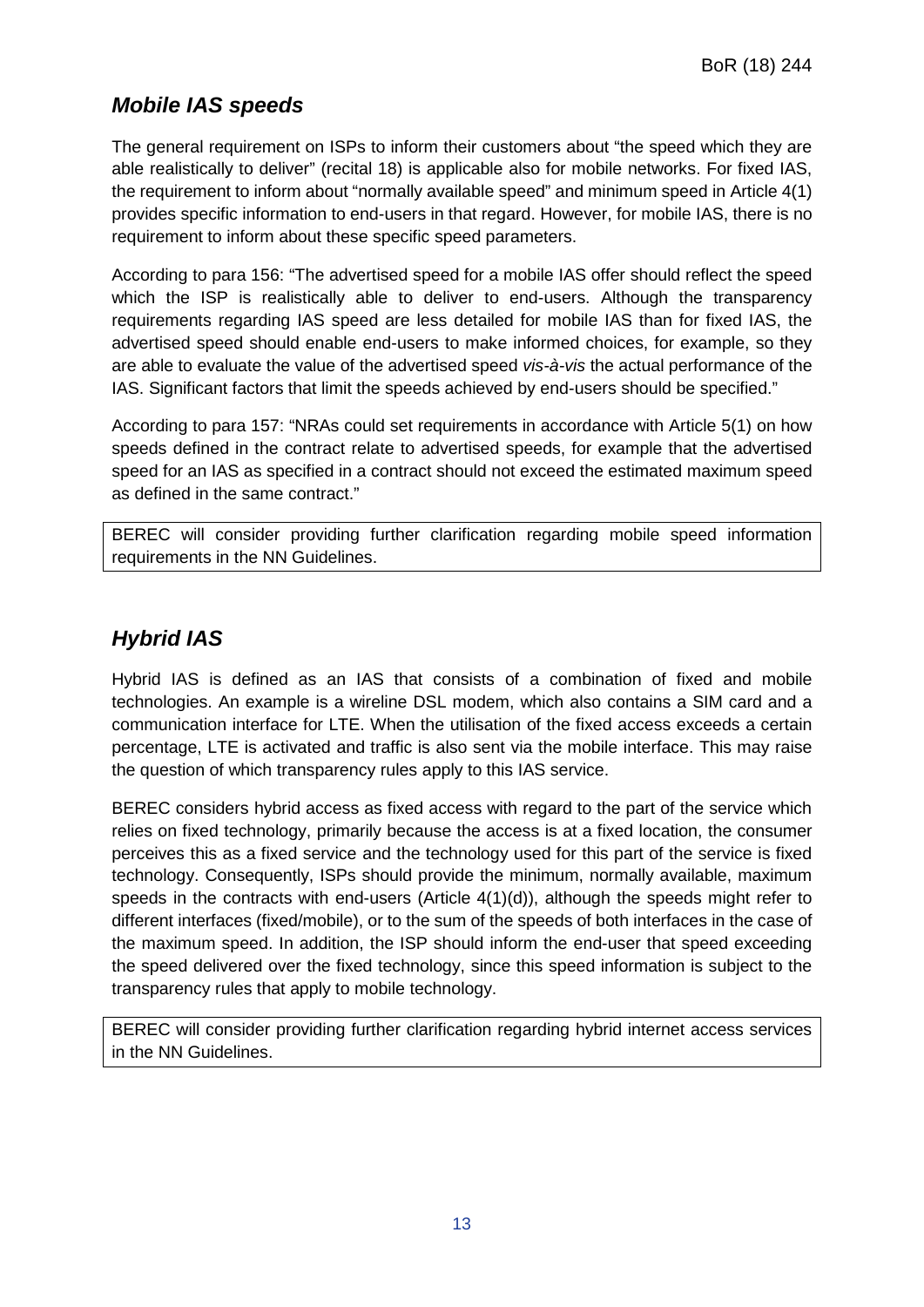### *Mobile IAS speeds*

The general requirement on ISPs to inform their customers about "the speed which they are able realistically to deliver" (recital 18) is applicable also for mobile networks. For fixed IAS, the requirement to inform about "normally available speed" and minimum speed in Article 4(1) provides specific information to end-users in that regard. However, for mobile IAS, there is no requirement to inform about these specific speed parameters.

According to para 156: "The advertised speed for a mobile IAS offer should reflect the speed which the ISP is realistically able to deliver to end-users. Although the transparency requirements regarding IAS speed are less detailed for mobile IAS than for fixed IAS, the advertised speed should enable end-users to make informed choices, for example, so they are able to evaluate the value of the advertised speed *vis-à-vis* the actual performance of the IAS. Significant factors that limit the speeds achieved by end-users should be specified."

According to para 157: "NRAs could set requirements in accordance with Article 5(1) on how speeds defined in the contract relate to advertised speeds, for example that the advertised speed for an IAS as specified in a contract should not exceed the estimated maximum speed as defined in the same contract."

BEREC will consider providing further clarification regarding mobile speed information requirements in the NN Guidelines.

### *Hybrid IAS*

Hybrid IAS is defined as an IAS that consists of a combination of fixed and mobile technologies. An example is a wireline DSL modem, which also contains a SIM card and a communication interface for LTE. When the utilisation of the fixed access exceeds a certain percentage, LTE is activated and traffic is also sent via the mobile interface. This may raise the question of which transparency rules apply to this IAS service.

BEREC considers hybrid access as fixed access with regard to the part of the service which relies on fixed technology, primarily because the access is at a fixed location, the consumer perceives this as a fixed service and the technology used for this part of the service is fixed technology. Consequently, ISPs should provide the minimum, normally available, maximum speeds in the contracts with end-users (Article 4(1)(d)), although the speeds might refer to different interfaces (fixed/mobile), or to the sum of the speeds of both interfaces in the case of the maximum speed. In addition, the ISP should inform the end-user that speed exceeding the speed delivered over the fixed technology, since this speed information is subject to the transparency rules that apply to mobile technology.

BEREC will consider providing further clarification regarding hybrid internet access services in the NN Guidelines.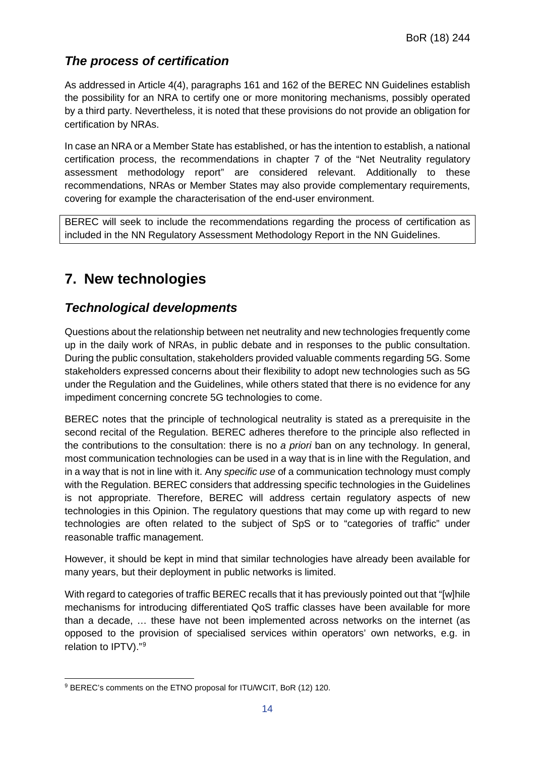### *The process of certification*

As addressed in Article 4(4), paragraphs 161 and 162 of the BEREC NN Guidelines establish the possibility for an NRA to certify one or more monitoring mechanisms, possibly operated by a third party. Nevertheless, it is noted that these provisions do not provide an obligation for certification by NRAs.

In case an NRA or a Member State has established, or has the intention to establish, a national certification process, the recommendations in chapter 7 of the "Net Neutrality regulatory assessment methodology report" are considered relevant. Additionally to these recommendations, NRAs or Member States may also provide complementary requirements, covering for example the characterisation of the end-user environment.

BEREC will seek to include the recommendations regarding the process of certification as included in the NN Regulatory Assessment Methodology Report in the NN Guidelines.

## 7. New technologies

### *Technological developments*

Questions about the relationship between net neutrality and new technologies frequently come up in the daily work of NRAs, in public debate and in responses to the public consultation. During the public consultation, stakeholders provided valuable comments regarding 5G. Some stakeholders expressed concerns about their flexibility to adopt new technologies such as 5G under the Regulation and the Guidelines, while others stated that there is no evidence for any impediment concerning concrete 5G technologies to come.

BEREC notes that the principle of technological neutrality is stated as a prerequisite in the second recital of the Regulation. BEREC adheres therefore to the principle also reflected in the contributions to the consultation: there is no *a priori* ban on any technology. In general, most communication technologies can be used in a way that is in line with the Regulation, and in a way that is not in line with it. Any *specific use* of a communication technology must comply with the Regulation. BEREC considers that addressing specific technologies in the Guidelines is not appropriate. Therefore, BEREC will address certain regulatory aspects of new technologies in this Opinion. The regulatory questions that may come up with regard to new technologies are often related to the subject of SpS or to "categories of traffic" under reasonable traffic management.

However, it should be kept in mind that similar technologies have already been available for many years, but their deployment in public networks is limited.

With regard to categories of traffic BEREC recalls that it has previously pointed out that "[w]hile mechanisms for introducing differentiated QoS traffic classes have been available for more than a decade, … these have not been implemented across networks on the internet (as opposed to the provision of specialised services within operators' own networks, e.g. in relation to IPTV)."[9]

[9] BEREC's comments on the ETNO proposal for ITU/WCIT, BoR (12) 120.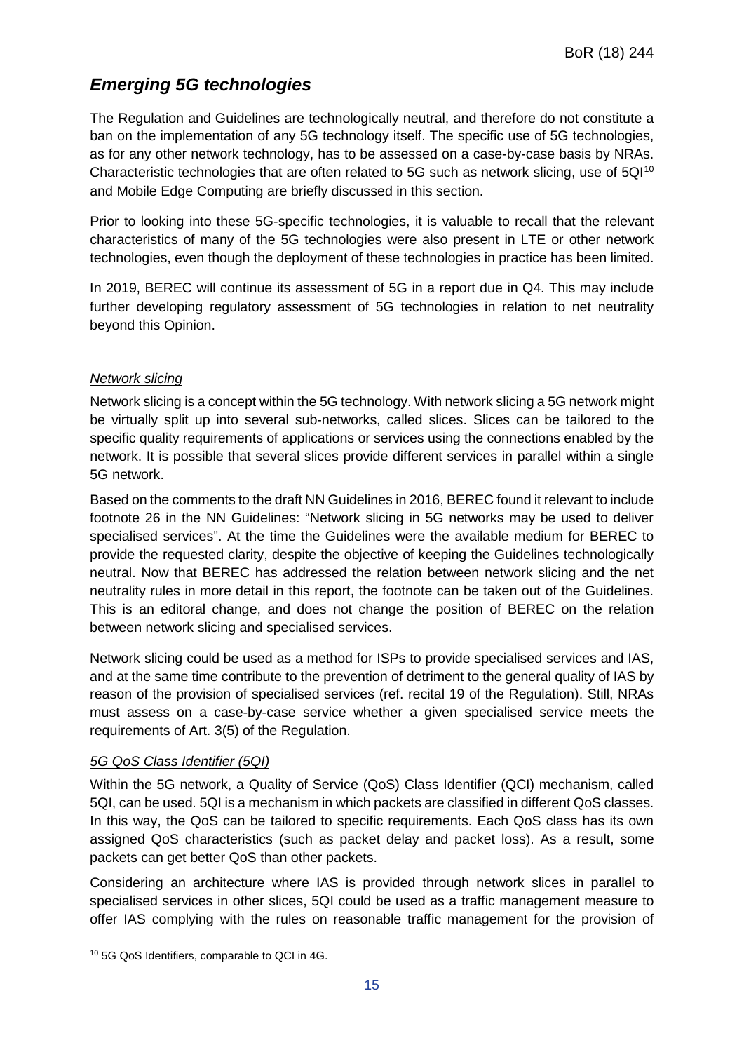## *Emerging 5G technologies*

The Regulation and Guidelines are technologically neutral, and therefore do not constitute a ban on the implementation of any 5G technology itself. The specific use of 5G technologies, as for any other network technology, has to be assessed on a case-by-case basis by NRAs. Characteristic technologies that are often related to 5G such as network slicing, use of 5QI[10] and Mobile Edge Computing are briefly discussed in this section.

Prior to looking into these 5G-specific technologies, it is valuable to recall that the relevant characteristics of many of the 5G technologies were also present in LTE or other network technologies, even though the deployment of these technologies in practice has been limited.

In 2019, BEREC will continue its assessment of 5G in a report due in Q4. This may include further developing regulatory assessment of 5G technologies in relation to net neutrality beyond this Opinion.

### *Network slicing*

Network slicing is a concept within the 5G technology. With network slicing a 5G network might be virtually split up into several sub-networks, called slices. Slices can be tailored to the specific quality requirements of applications or services using the connections enabled by the network. It is possible that several slices provide different services in parallel within a single 5G network.

Based on the comments to the draft NN Guidelines in 2016, BEREC found it relevant to include footnote 26 in the NN Guidelines: "Network slicing in 5G networks may be used to deliver specialised services". At the time the Guidelines were the available medium for BEREC to provide the requested clarity, despite the objective of keeping the Guidelines technologically neutral. Now that BEREC has addressed the relation between network slicing and the net neutrality rules in more detail in this report, the footnote can be taken out of the Guidelines. This is an editoral change, and does not change the position of BEREC on the relation between network slicing and specialised services.

Network slicing could be used as a method for ISPs to provide specialised services and IAS, and at the same time contribute to the prevention of detriment to the general quality of IAS by reason of the provision of specialised services (ref. recital 19 of the Regulation). Still, NRAs must assess on a case-by-case service whether a given specialised service meets the requirements of Art. 3(5) of the Regulation.

### *5G QoS Class Identifier (5QI)*

Within the 5G network, a Quality of Service (QoS) Class Identifier (QCI) mechanism, called 5QI, can be used. 5QI is a mechanism in which packets are classified in different QoS classes. In this way, the QoS can be tailored to specific requirements. Each QoS class has its own assigned QoS characteristics (such as packet delay and packet loss). As a result, some packets can get better QoS than other packets.

Considering an architecture where IAS is provided through network slices in parallel to specialised services in other slices, 5QI could be used as a traffic management measure to offer IAS complying with the rules on reasonable traffic management for the provision of

[10] 5G QoS Identifiers, comparable to QCI in 4G.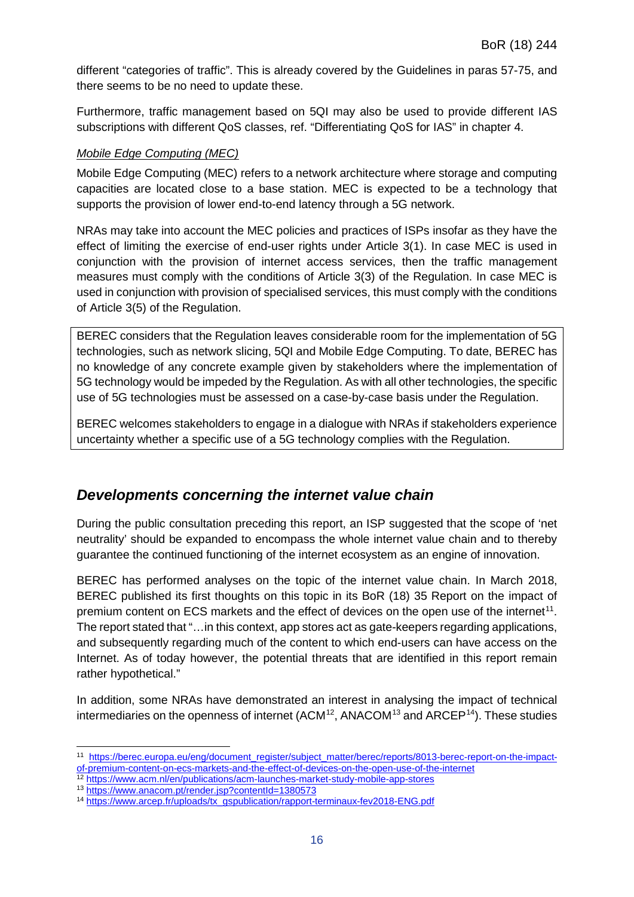different "categories of traffic". This is already covered by the Guidelines in paras 57-75, and there seems to be no need to update these.

Furthermore, traffic management based on 5QI may also be used to provide different IAS subscriptions with different QoS classes, ref. "Differentiating QoS for IAS" in chapter 4.

*Mobile Edge Computing (MEC)*

Mobile Edge Computing (MEC) refers to a network architecture where storage and computing capacities are located close to a base station. MEC is expected to be a technology that supports the provision of lower end-to-end latency through a 5G network.

NRAs may take into account the MEC policies and practices of ISPs insofar as they have the effect of limiting the exercise of end-user rights under Article 3(1). In case MEC is used in conjunction with the provision of internet access services, then the traffic management measures must comply with the conditions of Article 3(3) of the Regulation. In case MEC is used in conjunction with provision of specialised services, this must comply with the conditions of Article 3(5) of the Regulation.

> BEREC considers that the Regulation leaves considerable room for the implementation of 5G technologies, such as network slicing, 5QI and Mobile Edge Computing. To date, BEREC has no knowledge of any concrete example given by stakeholders where the implementation of 5G technology would be impeded by the Regulation. As with all other technologies, the specific use of 5G technologies must be assessed on a case-by-case basis under the Regulation.
>
> BEREC welcomes stakeholders to engage in a dialogue with NRAs if stakeholders experience uncertainty whether a specific use of a 5G technology complies with the Regulation.

## *Developments concerning the internet value chain*

During the public consultation preceding this report, an ISP suggested that the scope of 'net neutrality' should be expanded to encompass the whole internet value chain and to thereby guarantee the continued functioning of the internet ecosystem as an engine of innovation.

BEREC has performed analyses on the topic of the internet value chain. In March 2018, BEREC published its first thoughts on this topic in its BoR (18) 35 Report on the impact of premium content on ECS markets and the effect of devices on the open use of the internet[11]. The report stated that "…in this context, app stores act as gate-keepers regarding applications, and subsequently regarding much of the content to which end-users can have access on the Internet. As of today however, the potential threats that are identified in this report remain rather hypothetical."

In addition, some NRAs have demonstrated an interest in analysing the impact of technical intermediaries on the openness of internet (ACM[12], ANACOM[13] and ARCEP[14]). These studies

[11] https://berec.europa.eu/eng/document_register/subject_matter/berec/reports/8013-berec-report-on-the-impact-of-premium-content-on-ecs-markets-and-the-effect-of-devices-on-the-open-use-of-the-internet

[12] https://www.acm.nl/en/publications/acm-launches-market-study-mobile-app-stores

[13] https://www.anacom.pt/render.jsp?contentId=1380573

[14] https://www.arcep.fr/uploads/tx_gspublication/rapport-terminaux-fev2018-ENG.pdf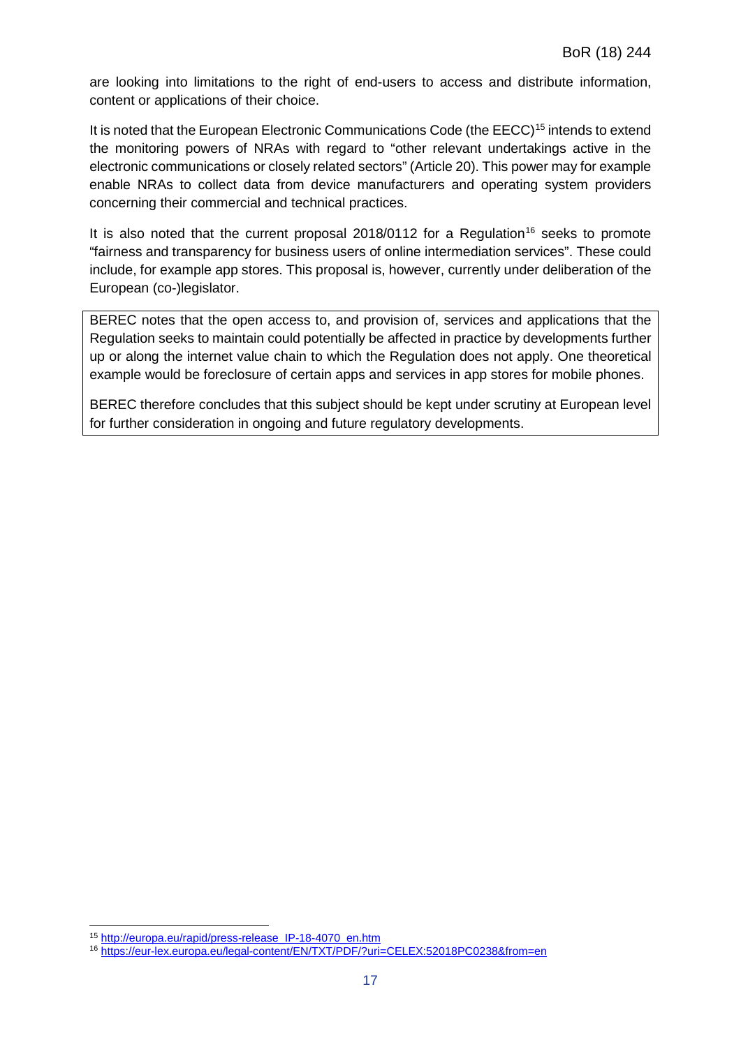are looking into limitations to the right of end-users to access and distribute information, content or applications of their choice.

It is noted that the European Electronic Communications Code (the EECC)[15] intends to extend the monitoring powers of NRAs with regard to "other relevant undertakings active in the electronic communications or closely related sectors" (Article 20). This power may for example enable NRAs to collect data from device manufacturers and operating system providers concerning their commercial and technical practices.

It is also noted that the current proposal 2018/0112 for a Regulation[16] seeks to promote "fairness and transparency for business users of online intermediation services". These could include, for example app stores. This proposal is, however, currently under deliberation of the European (co-)legislator.

> BEREC notes that the open access to, and provision of, services and applications that the Regulation seeks to maintain could potentially be affected in practice by developments further up or along the internet value chain to which the Regulation does not apply. One theoretical example would be foreclosure of certain apps and services in app stores for mobile phones.
>
> BEREC therefore concludes that this subject should be kept under scrutiny at European level for further consideration in ongoing and future regulatory developments.

[15] http://europa.eu/rapid/press-release_IP-18-4070_en.htm

[16] https://eur-lex.europa.eu/legal-content/EN/TXT/PDF/?uri=CELEX:52018PC0238&from=en